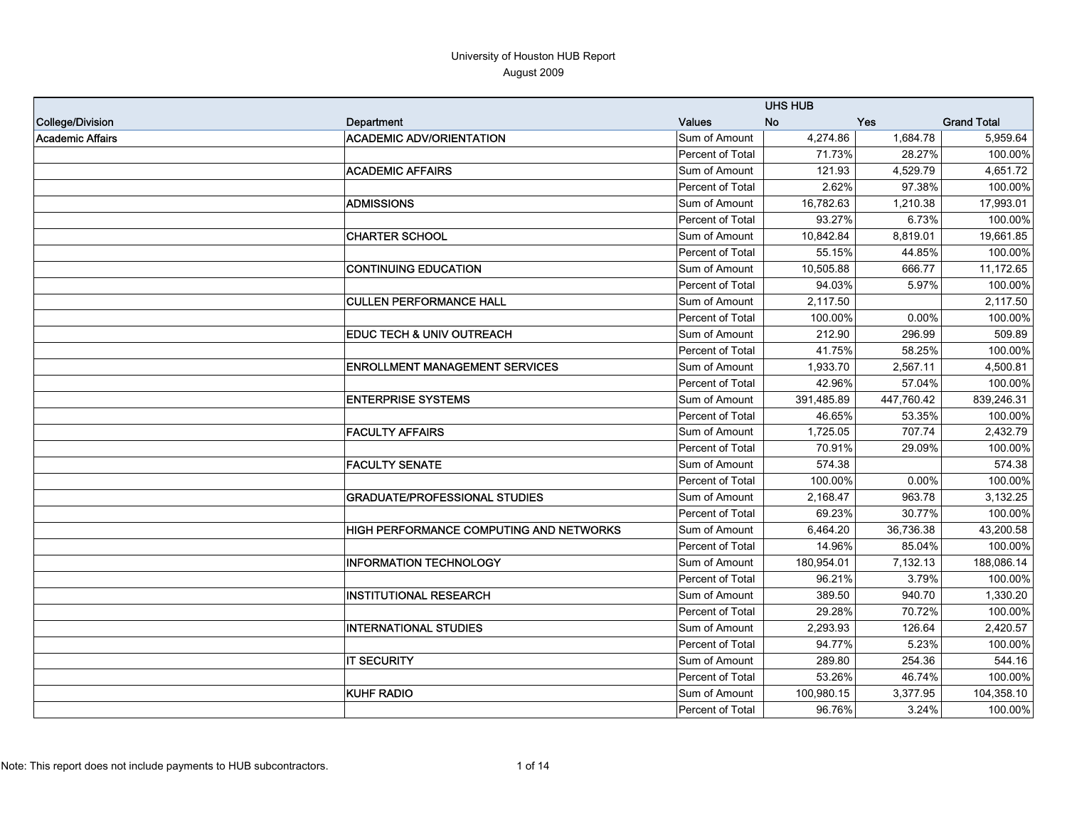# University of Houston HUB Report

August 2009

| | | | UHS HUB | | |
|---|---|---|---|---|---|
| College/Division | Department | Values | No | Yes | Grand Total |
| Academic Affairs | ACADEMIC ADV/ORIENTATION | Sum of Amount | 4,274.86 | 1,684.78 | 5,959.64 |
| | | Percent of Total | 71.73% | 28.27% | 100.00% |
| | ACADEMIC AFFAIRS | Sum of Amount | 121.93 | 4,529.79 | 4,651.72 |
| | | Percent of Total | 2.62% | 97.38% | 100.00% |
| | ADMISSIONS | Sum of Amount | 16,782.63 | 1,210.38 | 17,993.01 |
| | | Percent of Total | 93.27% | 6.73% | 100.00% |
| | CHARTER SCHOOL | Sum of Amount | 10,842.84 | 8,819.01 | 19,661.85 |
| | | Percent of Total | 55.15% | 44.85% | 100.00% |
| | CONTINUING EDUCATION | Sum of Amount | 10,505.88 | 666.77 | 11,172.65 |
| | | Percent of Total | 94.03% | 5.97% | 100.00% |
| | CULLEN PERFORMANCE HALL | Sum of Amount | 2,117.50 | | 2,117.50 |
| | | Percent of Total | 100.00% | 0.00% | 100.00% |
| | EDUC TECH & UNIV OUTREACH | Sum of Amount | 212.90 | 296.99 | 509.89 |
| | | Percent of Total | 41.75% | 58.25% | 100.00% |
| | ENROLLMENT MANAGEMENT SERVICES | Sum of Amount | 1,933.70 | 2,567.11 | 4,500.81 |
| | | Percent of Total | 42.96% | 57.04% | 100.00% |
| | ENTERPRISE SYSTEMS | Sum of Amount | 391,485.89 | 447,760.42 | 839,246.31 |
| | | Percent of Total | 46.65% | 53.35% | 100.00% |
| | FACULTY AFFAIRS | Sum of Amount | 1,725.05 | 707.74 | 2,432.79 |
| | | Percent of Total | 70.91% | 29.09% | 100.00% |
| | FACULTY SENATE | Sum of Amount | 574.38 | | 574.38 |
| | | Percent of Total | 100.00% | 0.00% | 100.00% |
| | GRADUATE/PROFESSIONAL STUDIES | Sum of Amount | 2,168.47 | 963.78 | 3,132.25 |
| | | Percent of Total | 69.23% | 30.77% | 100.00% |
| | HIGH PERFORMANCE COMPUTING AND NETWORKS | Sum of Amount | 6,464.20 | 36,736.38 | 43,200.58 |
| | | Percent of Total | 14.96% | 85.04% | 100.00% |
| | INFORMATION TECHNOLOGY | Sum of Amount | 180,954.01 | 7,132.13 | 188,086.14 |
| | | Percent of Total | 96.21% | 3.79% | 100.00% |
| | INSTITUTIONAL RESEARCH | Sum of Amount | 389.50 | 940.70 | 1,330.20 |
| | | Percent of Total | 29.28% | 70.72% | 100.00% |
| | INTERNATIONAL STUDIES | Sum of Amount | 2,293.93 | 126.64 | 2,420.57 |
| | | Percent of Total | 94.77% | 5.23% | 100.00% |
| | IT SECURITY | Sum of Amount | 289.80 | 254.36 | 544.16 |
| | | Percent of Total | 53.26% | 46.74% | 100.00% |
| | KUHF RADIO | Sum of Amount | 100,980.15 | 3,377.95 | 104,358.10 |
| | | Percent of Total | 96.76% | 3.24% | 100.00% |

Note: This report does not include payments to HUB subcontractors.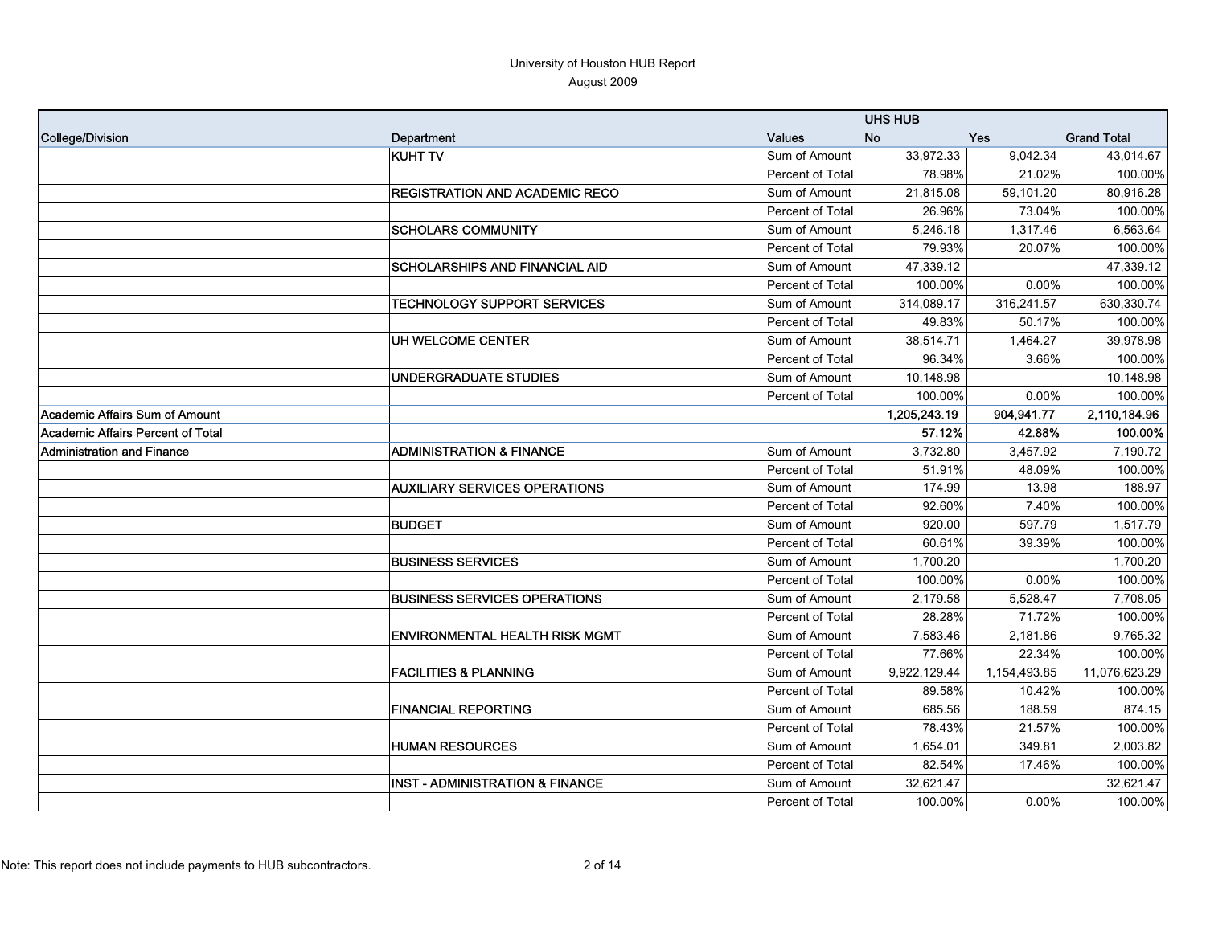University of Houston HUB Report
August 2009

| College/Division | Department | Values | UHS HUB No | Yes | Grand Total |
|---|---|---|---|---|---|
| | KUHT TV | Sum of Amount | 33,972.33 | 9,042.34 | 43,014.67 |
| | | Percent of Total | 78.98% | 21.02% | 100.00% |
| | REGISTRATION AND ACADEMIC RECO | Sum of Amount | 21,815.08 | 59,101.20 | 80,916.28 |
| | | Percent of Total | 26.96% | 73.04% | 100.00% |
| | SCHOLARS COMMUNITY | Sum of Amount | 5,246.18 | 1,317.46 | 6,563.64 |
| | | Percent of Total | 79.93% | 20.07% | 100.00% |
| | SCHOLARSHIPS AND FINANCIAL AID | Sum of Amount | 47,339.12 | | 47,339.12 |
| | | Percent of Total | 100.00% | 0.00% | 100.00% |
| | TECHNOLOGY SUPPORT SERVICES | Sum of Amount | 314,089.17 | 316,241.57 | 630,330.74 |
| | | Percent of Total | 49.83% | 50.17% | 100.00% |
| | UH WELCOME CENTER | Sum of Amount | 38,514.71 | 1,464.27 | 39,978.98 |
| | | Percent of Total | 96.34% | 3.66% | 100.00% |
| | UNDERGRADUATE STUDIES | Sum of Amount | 10,148.98 | | 10,148.98 |
| | | Percent of Total | 100.00% | 0.00% | 100.00% |
| **Academic Affairs Sum of Amount** | | | **1,205,243.19** | **904,941.77** | **2,110,184.96** |
| **Academic Affairs Percent of Total** | | | **57.12%** | **42.88%** | **100.00%** |
| Administration and Finance | ADMINISTRATION & FINANCE | Sum of Amount | 3,732.80 | 3,457.92 | 7,190.72 |
| | | Percent of Total | 51.91% | 48.09% | 100.00% |
| | AUXILIARY SERVICES OPERATIONS | Sum of Amount | 174.99 | 13.98 | 188.97 |
| | | Percent of Total | 92.60% | 7.40% | 100.00% |
| | BUDGET | Sum of Amount | 920.00 | 597.79 | 1,517.79 |
| | | Percent of Total | 60.61% | 39.39% | 100.00% |
| | BUSINESS SERVICES | Sum of Amount | 1,700.20 | | 1,700.20 |
| | | Percent of Total | 100.00% | 0.00% | 100.00% |
| | BUSINESS SERVICES OPERATIONS | Sum of Amount | 2,179.58 | 5,528.47 | 7,708.05 |
| | | Percent of Total | 28.28% | 71.72% | 100.00% |
| | ENVIRONMENTAL HEALTH RISK MGMT | Sum of Amount | 7,583.46 | 2,181.86 | 9,765.32 |
| | | Percent of Total | 77.66% | 22.34% | 100.00% |
| | FACILITIES & PLANNING | Sum of Amount | 9,922,129.44 | 1,154,493.85 | 11,076,623.29 |
| | | Percent of Total | 89.58% | 10.42% | 100.00% |
| | FINANCIAL REPORTING | Sum of Amount | 685.56 | 188.59 | 874.15 |
| | | Percent of Total | 78.43% | 21.57% | 100.00% |
| | HUMAN RESOURCES | Sum of Amount | 1,654.01 | 349.81 | 2,003.82 |
| | | Percent of Total | 82.54% | 17.46% | 100.00% |
| | INST - ADMINISTRATION & FINANCE | Sum of Amount | 32,621.47 | | 32,621.47 |
| | | Percent of Total | 100.00% | 0.00% | 100.00% |

Note: This report does not include payments to HUB subcontractors.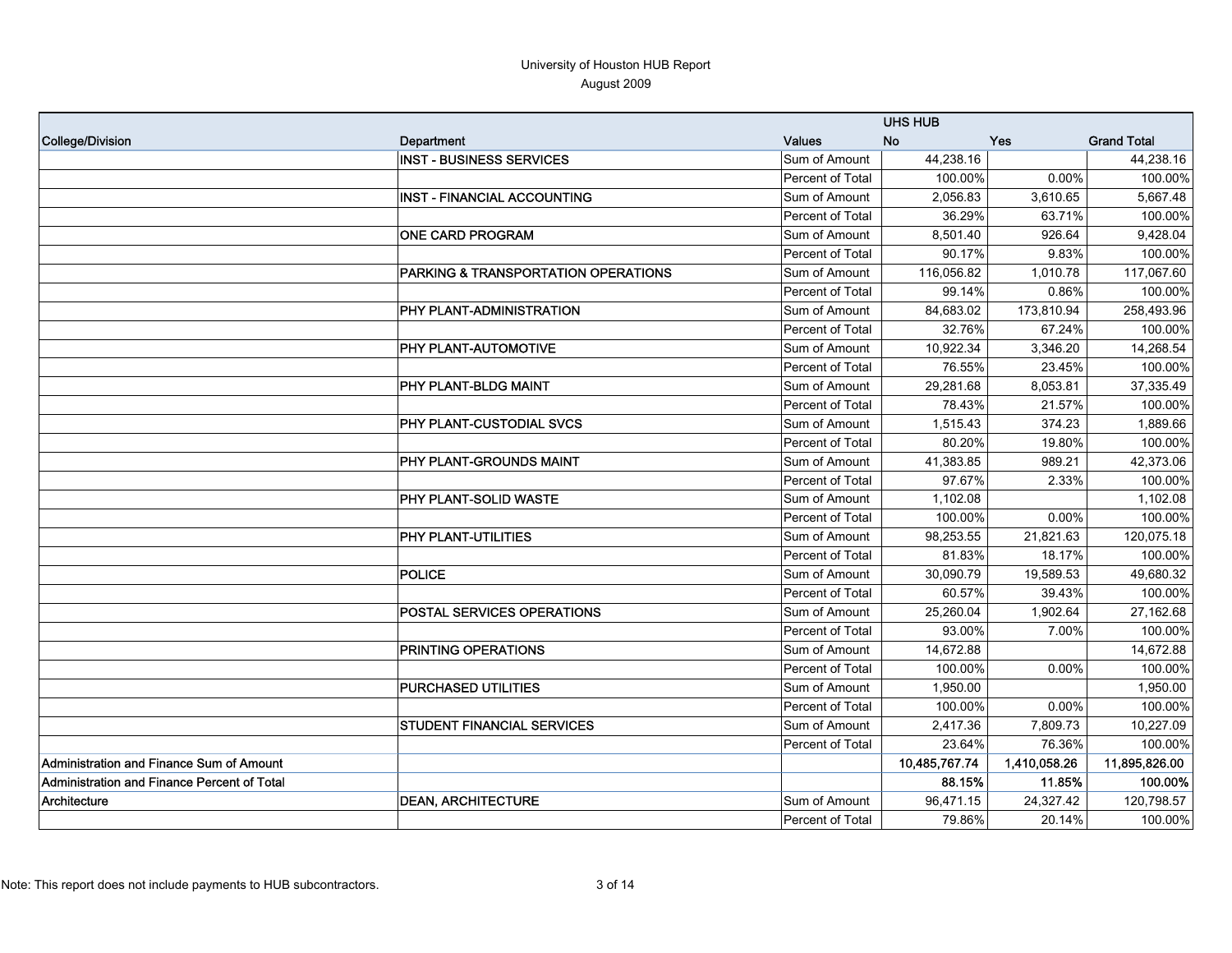University of Houston HUB Report

August 2009

| College/Division | Department | Values | UHS HUB No | Yes | Grand Total |
|---|---|---|---|---|---|
| | INST - BUSINESS SERVICES | Sum of Amount | 44,238.16 | | 44,238.16 |
| | | Percent of Total | 100.00% | 0.00% | 100.00% |
| | INST - FINANCIAL ACCOUNTING | Sum of Amount | 2,056.83 | 3,610.65 | 5,667.48 |
| | | Percent of Total | 36.29% | 63.71% | 100.00% |
| | ONE CARD PROGRAM | Sum of Amount | 8,501.40 | 926.64 | 9,428.04 |
| | | Percent of Total | 90.17% | 9.83% | 100.00% |
| | PARKING & TRANSPORTATION OPERATIONS | Sum of Amount | 116,056.82 | 1,010.78 | 117,067.60 |
| | | Percent of Total | 99.14% | 0.86% | 100.00% |
| | PHY PLANT-ADMINISTRATION | Sum of Amount | 84,683.02 | 173,810.94 | 258,493.96 |
| | | Percent of Total | 32.76% | 67.24% | 100.00% |
| | PHY PLANT-AUTOMOTIVE | Sum of Amount | 10,922.34 | 3,346.20 | 14,268.54 |
| | | Percent of Total | 76.55% | 23.45% | 100.00% |
| | PHY PLANT-BLDG MAINT | Sum of Amount | 29,281.68 | 8,053.81 | 37,335.49 |
| | | Percent of Total | 78.43% | 21.57% | 100.00% |
| | PHY PLANT-CUSTODIAL SVCS | Sum of Amount | 1,515.43 | 374.23 | 1,889.66 |
| | | Percent of Total | 80.20% | 19.80% | 100.00% |
| | PHY PLANT-GROUNDS MAINT | Sum of Amount | 41,383.85 | 989.21 | 42,373.06 |
| | | Percent of Total | 97.67% | 2.33% | 100.00% |
| | PHY PLANT-SOLID WASTE | Sum of Amount | 1,102.08 | | 1,102.08 |
| | | Percent of Total | 100.00% | 0.00% | 100.00% |
| | PHY PLANT-UTILITIES | Sum of Amount | 98,253.55 | 21,821.63 | 120,075.18 |
| | | Percent of Total | 81.83% | 18.17% | 100.00% |
| | POLICE | Sum of Amount | 30,090.79 | 19,589.53 | 49,680.32 |
| | | Percent of Total | 60.57% | 39.43% | 100.00% |
| | POSTAL SERVICES OPERATIONS | Sum of Amount | 25,260.04 | 1,902.64 | 27,162.68 |
| | | Percent of Total | 93.00% | 7.00% | 100.00% |
| | PRINTING OPERATIONS | Sum of Amount | 14,672.88 | | 14,672.88 |
| | | Percent of Total | 100.00% | 0.00% | 100.00% |
| | PURCHASED UTILITIES | Sum of Amount | 1,950.00 | | 1,950.00 |
| | | Percent of Total | 100.00% | 0.00% | 100.00% |
| | STUDENT FINANCIAL SERVICES | Sum of Amount | 2,417.36 | 7,809.73 | 10,227.09 |
| | | Percent of Total | 23.64% | 76.36% | 100.00% |
| Administration and Finance Sum of Amount | | | **10,485,767.74** | **1,410,058.26** | **11,895,826.00** |
| Administration and Finance Percent of Total | | | **88.15%** | **11.85%** | **100.00%** |
| Architecture | DEAN, ARCHITECTURE | Sum of Amount | 96,471.15 | 24,327.42 | 120,798.57 |
| | | Percent of Total | 79.86% | 20.14% | 100.00% |

Note: This report does not include payments to HUB subcontractors.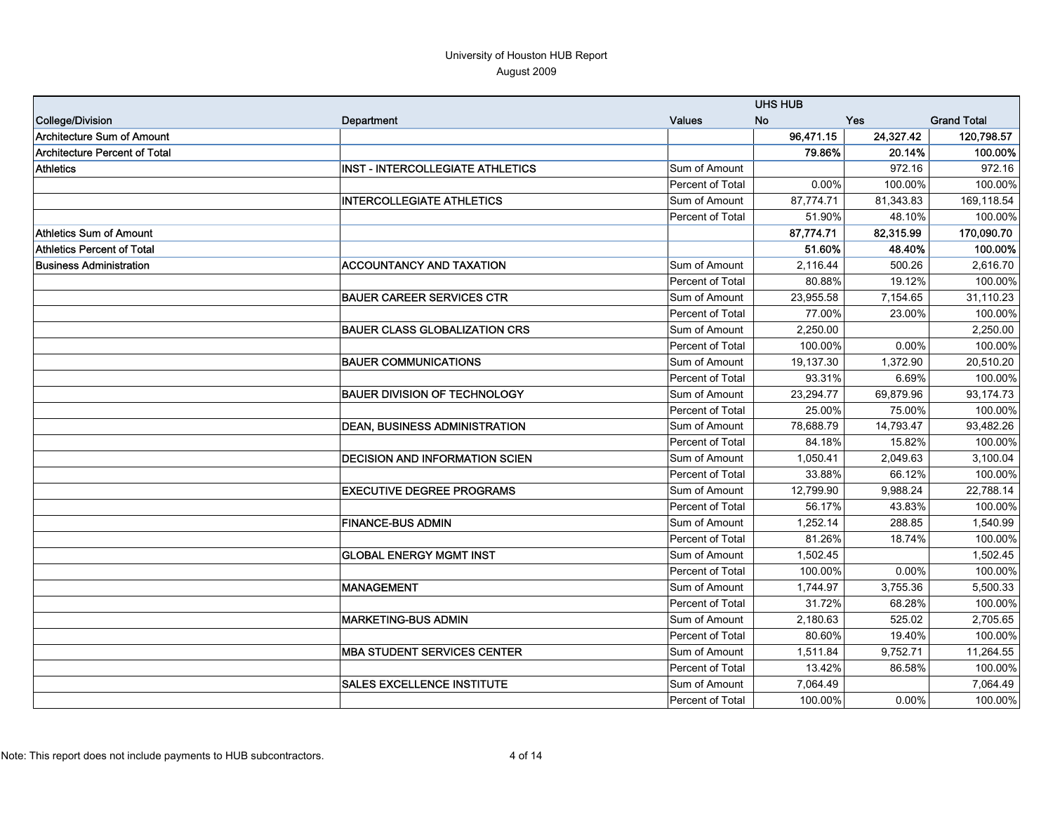# University of Houston HUB Report
## August 2009

| College/Division | Department | Values | UHS HUB No | Yes | Grand Total |
|---|---|---|---|---|---|
| **Architecture Sum of Amount** | | | **96,471.15** | **24,327.42** | **120,798.57** |
| **Architecture Percent of Total** | | | **79.86%** | **20.14%** | **100.00%** |
| Athletics | INST - INTERCOLLEGIATE ATHLETICS | Sum of Amount | | 972.16 | 972.16 |
| | | Percent of Total | 0.00% | 100.00% | 100.00% |
| | INTERCOLLEGIATE ATHLETICS | Sum of Amount | 87,774.71 | 81,343.83 | 169,118.54 |
| | | Percent of Total | 51.90% | 48.10% | 100.00% |
| **Athletics Sum of Amount** | | | **87,774.71** | **82,315.99** | **170,090.70** |
| **Athletics Percent of Total** | | | **51.60%** | **48.40%** | **100.00%** |
| Business Administration | ACCOUNTANCY AND TAXATION | Sum of Amount | 2,116.44 | 500.26 | 2,616.70 |
| | | Percent of Total | 80.88% | 19.12% | 100.00% |
| | BAUER CAREER SERVICES CTR | Sum of Amount | 23,955.58 | 7,154.65 | 31,110.23 |
| | | Percent of Total | 77.00% | 23.00% | 100.00% |
| | BAUER CLASS GLOBALIZATION CRS | Sum of Amount | 2,250.00 | | 2,250.00 |
| | | Percent of Total | 100.00% | 0.00% | 100.00% |
| | BAUER COMMUNICATIONS | Sum of Amount | 19,137.30 | 1,372.90 | 20,510.20 |
| | | Percent of Total | 93.31% | 6.69% | 100.00% |
| | BAUER DIVISION OF TECHNOLOGY | Sum of Amount | 23,294.77 | 69,879.96 | 93,174.73 |
| | | Percent of Total | 25.00% | 75.00% | 100.00% |
| | DEAN, BUSINESS ADMINISTRATION | Sum of Amount | 78,688.79 | 14,793.47 | 93,482.26 |
| | | Percent of Total | 84.18% | 15.82% | 100.00% |
| | DECISION AND INFORMATION SCIEN | Sum of Amount | 1,050.41 | 2,049.63 | 3,100.04 |
| | | Percent of Total | 33.88% | 66.12% | 100.00% |
| | EXECUTIVE DEGREE PROGRAMS | Sum of Amount | 12,799.90 | 9,988.24 | 22,788.14 |
| | | Percent of Total | 56.17% | 43.83% | 100.00% |
| | FINANCE-BUS ADMIN | Sum of Amount | 1,252.14 | 288.85 | 1,540.99 |
| | | Percent of Total | 81.26% | 18.74% | 100.00% |
| | GLOBAL ENERGY MGMT INST | Sum of Amount | 1,502.45 | | 1,502.45 |
| | | Percent of Total | 100.00% | 0.00% | 100.00% |
| | MANAGEMENT | Sum of Amount | 1,744.97 | 3,755.36 | 5,500.33 |
| | | Percent of Total | 31.72% | 68.28% | 100.00% |
| | MARKETING-BUS ADMIN | Sum of Amount | 2,180.63 | 525.02 | 2,705.65 |
| | | Percent of Total | 80.60% | 19.40% | 100.00% |
| | MBA STUDENT SERVICES CENTER | Sum of Amount | 1,511.84 | 9,752.71 | 11,264.55 |
| | | Percent of Total | 13.42% | 86.58% | 100.00% |
| | SALES EXCELLENCE INSTITUTE | Sum of Amount | 7,064.49 | | 7,064.49 |
| | | Percent of Total | 100.00% | 0.00% | 100.00% |

Note: This report does not include payments to HUB subcontractors.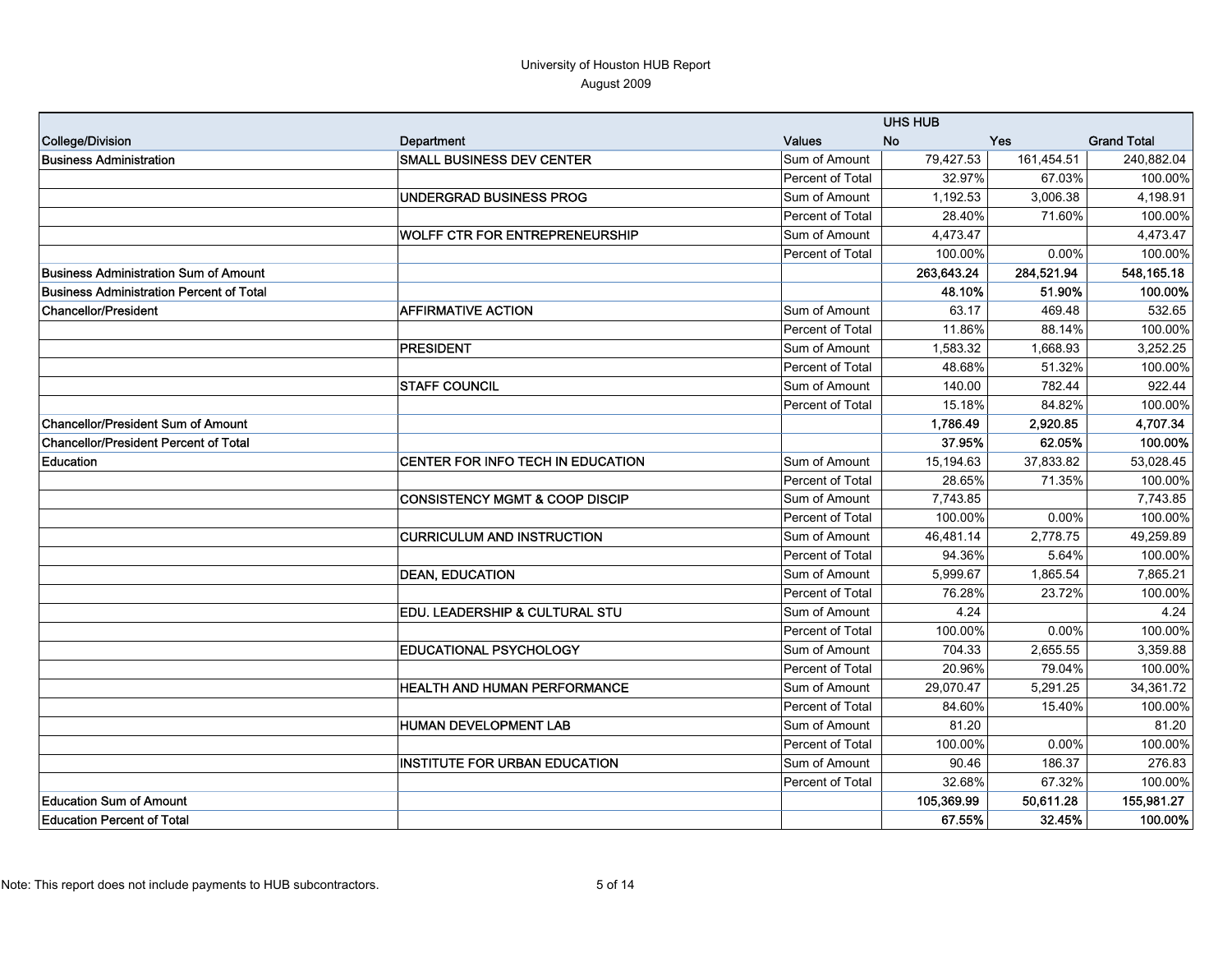University of Houston HUB Report

August 2009

| College/Division | Department | Values | UHS HUB No | Yes | Grand Total |
|---|---|---|---|---|---|
| Business Administration | SMALL BUSINESS DEV CENTER | Sum of Amount | 79,427.53 | 161,454.51 | 240,882.04 |
| | | Percent of Total | 32.97% | 67.03% | 100.00% |
| | UNDERGRAD BUSINESS PROG | Sum of Amount | 1,192.53 | 3,006.38 | 4,198.91 |
| | | Percent of Total | 28.40% | 71.60% | 100.00% |
| | WOLFF CTR FOR ENTREPRENEURSHIP | Sum of Amount | 4,473.47 | | 4,473.47 |
| | | Percent of Total | 100.00% | 0.00% | 100.00% |
| **Business Administration Sum of Amount** | | | **263,643.24** | **284,521.94** | **548,165.18** |
| **Business Administration Percent of Total** | | | **48.10%** | **51.90%** | **100.00%** |
| Chancellor/President | AFFIRMATIVE ACTION | Sum of Amount | 63.17 | 469.48 | 532.65 |
| | | Percent of Total | 11.86% | 88.14% | 100.00% |
| | PRESIDENT | Sum of Amount | 1,583.32 | 1,668.93 | 3,252.25 |
| | | Percent of Total | 48.68% | 51.32% | 100.00% |
| | STAFF COUNCIL | Sum of Amount | 140.00 | 782.44 | 922.44 |
| | | Percent of Total | 15.18% | 84.82% | 100.00% |
| **Chancellor/President Sum of Amount** | | | **1,786.49** | **2,920.85** | **4,707.34** |
| **Chancellor/President Percent of Total** | | | **37.95%** | **62.05%** | **100.00%** |
| Education | CENTER FOR INFO TECH IN EDUCATION | Sum of Amount | 15,194.63 | 37,833.82 | 53,028.45 |
| | | Percent of Total | 28.65% | 71.35% | 100.00% |
| | CONSISTENCY MGMT & COOP DISCIP | Sum of Amount | 7,743.85 | | 7,743.85 |
| | | Percent of Total | 100.00% | 0.00% | 100.00% |
| | CURRICULUM AND INSTRUCTION | Sum of Amount | 46,481.14 | 2,778.75 | 49,259.89 |
| | | Percent of Total | 94.36% | 5.64% | 100.00% |
| | DEAN, EDUCATION | Sum of Amount | 5,999.67 | 1,865.54 | 7,865.21 |
| | | Percent of Total | 76.28% | 23.72% | 100.00% |
| | EDU. LEADERSHIP & CULTURAL STU | Sum of Amount | 4.24 | | 4.24 |
| | | Percent of Total | 100.00% | 0.00% | 100.00% |
| | EDUCATIONAL PSYCHOLOGY | Sum of Amount | 704.33 | 2,655.55 | 3,359.88 |
| | | Percent of Total | 20.96% | 79.04% | 100.00% |
| | HEALTH AND HUMAN PERFORMANCE | Sum of Amount | 29,070.47 | 5,291.25 | 34,361.72 |
| | | Percent of Total | 84.60% | 15.40% | 100.00% |
| | HUMAN DEVELOPMENT LAB | Sum of Amount | 81.20 | | 81.20 |
| | | Percent of Total | 100.00% | 0.00% | 100.00% |
| | INSTITUTE FOR URBAN EDUCATION | Sum of Amount | 90.46 | 186.37 | 276.83 |
| | | Percent of Total | 32.68% | 67.32% | 100.00% |
| **Education Sum of Amount** | | | **105,369.99** | **50,611.28** | **155,981.27** |
| **Education Percent of Total** | | | **67.55%** | **32.45%** | **100.00%** |

Note: This report does not include payments to HUB subcontractors.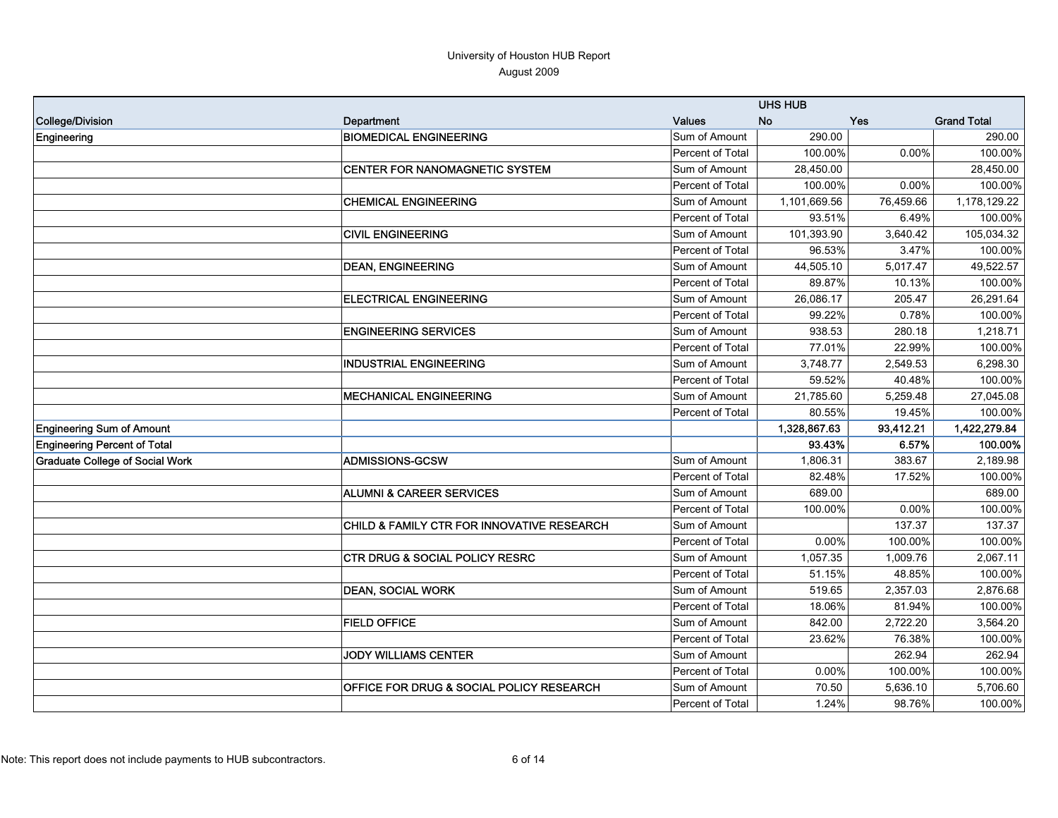University of Houston HUB Report
August 2009

| College/Division | Department | Values | UHS HUB No | Yes | Grand Total |
|---|---|---|---|---|---|
| Engineering | BIOMEDICAL ENGINEERING | Sum of Amount | 290.00 | | 290.00 |
| | | Percent of Total | 100.00% | 0.00% | 100.00% |
| | CENTER FOR NANOMAGNETIC SYSTEM | Sum of Amount | 28,450.00 | | 28,450.00 |
| | | Percent of Total | 100.00% | 0.00% | 100.00% |
| | CHEMICAL ENGINEERING | Sum of Amount | 1,101,669.56 | 76,459.66 | 1,178,129.22 |
| | | Percent of Total | 93.51% | 6.49% | 100.00% |
| | CIVIL ENGINEERING | Sum of Amount | 101,393.90 | 3,640.42 | 105,034.32 |
| | | Percent of Total | 96.53% | 3.47% | 100.00% |
| | DEAN, ENGINEERING | Sum of Amount | 44,505.10 | 5,017.47 | 49,522.57 |
| | | Percent of Total | 89.87% | 10.13% | 100.00% |
| | ELECTRICAL ENGINEERING | Sum of Amount | 26,086.17 | 205.47 | 26,291.64 |
| | | Percent of Total | 99.22% | 0.78% | 100.00% |
| | ENGINEERING SERVICES | Sum of Amount | 938.53 | 280.18 | 1,218.71 |
| | | Percent of Total | 77.01% | 22.99% | 100.00% |
| | INDUSTRIAL ENGINEERING | Sum of Amount | 3,748.77 | 2,549.53 | 6,298.30 |
| | | Percent of Total | 59.52% | 40.48% | 100.00% |
| | MECHANICAL ENGINEERING | Sum of Amount | 21,785.60 | 5,259.48 | 27,045.08 |
| | | Percent of Total | 80.55% | 19.45% | 100.00% |
| **Engineering Sum of Amount** | | | **1,328,867.63** | **93,412.21** | **1,422,279.84** |
| **Engineering Percent of Total** | | | **93.43%** | **6.57%** | **100.00%** |
| Graduate College of Social Work | ADMISSIONS-GCSW | Sum of Amount | 1,806.31 | 383.67 | 2,189.98 |
| | | Percent of Total | 82.48% | 17.52% | 100.00% |
| | ALUMNI & CAREER SERVICES | Sum of Amount | 689.00 | | 689.00 |
| | | Percent of Total | 100.00% | 0.00% | 100.00% |
| | CHILD & FAMILY CTR FOR INNOVATIVE RESEARCH | Sum of Amount | | 137.37 | 137.37 |
| | | Percent of Total | 0.00% | 100.00% | 100.00% |
| | CTR DRUG & SOCIAL POLICY RESRC | Sum of Amount | 1,057.35 | 1,009.76 | 2,067.11 |
| | | Percent of Total | 51.15% | 48.85% | 100.00% |
| | DEAN, SOCIAL WORK | Sum of Amount | 519.65 | 2,357.03 | 2,876.68 |
| | | Percent of Total | 18.06% | 81.94% | 100.00% |
| | FIELD OFFICE | Sum of Amount | 842.00 | 2,722.20 | 3,564.20 |
| | | Percent of Total | 23.62% | 76.38% | 100.00% |
| | JODY WILLIAMS CENTER | Sum of Amount | | 262.94 | 262.94 |
| | | Percent of Total | 0.00% | 100.00% | 100.00% |
| | OFFICE FOR DRUG & SOCIAL POLICY RESEARCH | Sum of Amount | 70.50 | 5,636.10 | 5,706.60 |
| | | Percent of Total | 1.24% | 98.76% | 100.00% |

Note: This report does not include payments to HUB subcontractors.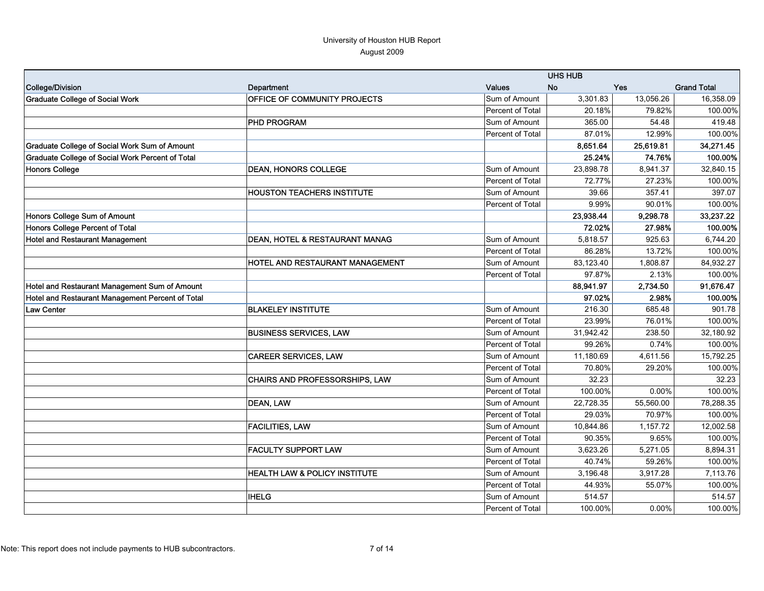University of Houston HUB Report

August 2009

| College/Division | Department | Values | UHS HUB No | Yes | Grand Total |
|---|---|---|---|---|---|
| Graduate College of Social Work | OFFICE OF COMMUNITY PROJECTS | Sum of Amount | 3,301.83 | 13,056.26 | 16,358.09 |
| | | Percent of Total | 20.18% | 79.82% | 100.00% |
| | PHD PROGRAM | Sum of Amount | 365.00 | 54.48 | 419.48 |
| | | Percent of Total | 87.01% | 12.99% | 100.00% |
| **Graduate College of Social Work Sum of Amount** | | | **8,651.64** | **25,619.81** | **34,271.45** |
| **Graduate College of Social Work Percent of Total** | | | **25.24%** | **74.76%** | **100.00%** |
| Honors College | DEAN, HONORS COLLEGE | Sum of Amount | 23,898.78 | 8,941.37 | 32,840.15 |
| | | Percent of Total | 72.77% | 27.23% | 100.00% |
| | HOUSTON TEACHERS INSTITUTE | Sum of Amount | 39.66 | 357.41 | 397.07 |
| | | Percent of Total | 9.99% | 90.01% | 100.00% |
| **Honors College Sum of Amount** | | | **23,938.44** | **9,298.78** | **33,237.22** |
| **Honors College Percent of Total** | | | **72.02%** | **27.98%** | **100.00%** |
| Hotel and Restaurant Management | DEAN, HOTEL & RESTAURANT MANAG | Sum of Amount | 5,818.57 | 925.63 | 6,744.20 |
| | | Percent of Total | 86.28% | 13.72% | 100.00% |
| | HOTEL AND RESTAURANT MANAGEMENT | Sum of Amount | 83,123.40 | 1,808.87 | 84,932.27 |
| | | Percent of Total | 97.87% | 2.13% | 100.00% |
| **Hotel and Restaurant Management Sum of Amount** | | | **88,941.97** | **2,734.50** | **91,676.47** |
| **Hotel and Restaurant Management Percent of Total** | | | **97.02%** | **2.98%** | **100.00%** |
| Law Center | BLAKELEY INSTITUTE | Sum of Amount | 216.30 | 685.48 | 901.78 |
| | | Percent of Total | 23.99% | 76.01% | 100.00% |
| | BUSINESS SERVICES, LAW | Sum of Amount | 31,942.42 | 238.50 | 32,180.92 |
| | | Percent of Total | 99.26% | 0.74% | 100.00% |
| | CAREER SERVICES, LAW | Sum of Amount | 11,180.69 | 4,611.56 | 15,792.25 |
| | | Percent of Total | 70.80% | 29.20% | 100.00% |
| | CHAIRS AND PROFESSORSHIPS, LAW | Sum of Amount | 32.23 | | 32.23 |
| | | Percent of Total | 100.00% | 0.00% | 100.00% |
| | DEAN, LAW | Sum of Amount | 22,728.35 | 55,560.00 | 78,288.35 |
| | | Percent of Total | 29.03% | 70.97% | 100.00% |
| | FACILITIES, LAW | Sum of Amount | 10,844.86 | 1,157.72 | 12,002.58 |
| | | Percent of Total | 90.35% | 9.65% | 100.00% |
| | FACULTY SUPPORT LAW | Sum of Amount | 3,623.26 | 5,271.05 | 8,894.31 |
| | | Percent of Total | 40.74% | 59.26% | 100.00% |
| | HEALTH LAW & POLICY INSTITUTE | Sum of Amount | 3,196.48 | 3,917.28 | 7,113.76 |
| | | Percent of Total | 44.93% | 55.07% | 100.00% |
| | IHELG | Sum of Amount | 514.57 | | 514.57 |
| | | Percent of Total | 100.00% | 0.00% | 100.00% |

Note: This report does not include payments to HUB subcontractors.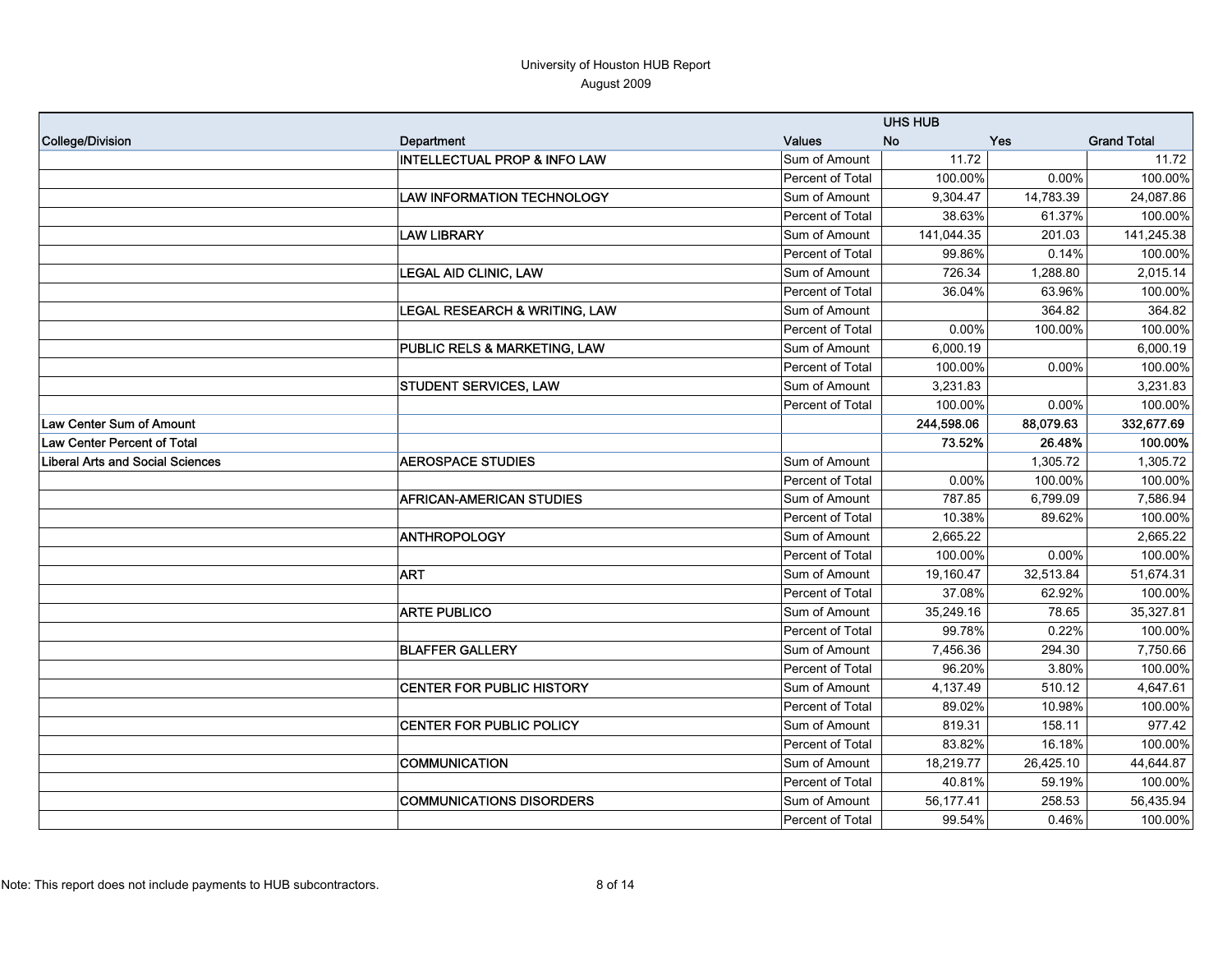University of Houston HUB Report
August 2009

| College/Division | Department | Values | UHS HUB No | Yes | Grand Total |
|---|---|---|---|---|---|
| | INTELLECTUAL PROP & INFO LAW | Sum of Amount | 11.72 | | 11.72 |
| | | Percent of Total | 100.00% | 0.00% | 100.00% |
| | LAW INFORMATION TECHNOLOGY | Sum of Amount | 9,304.47 | 14,783.39 | 24,087.86 |
| | | Percent of Total | 38.63% | 61.37% | 100.00% |
| | LAW LIBRARY | Sum of Amount | 141,044.35 | 201.03 | 141,245.38 |
| | | Percent of Total | 99.86% | 0.14% | 100.00% |
| | LEGAL AID CLINIC, LAW | Sum of Amount | 726.34 | 1,288.80 | 2,015.14 |
| | | Percent of Total | 36.04% | 63.96% | 100.00% |
| | LEGAL RESEARCH & WRITING, LAW | Sum of Amount | | 364.82 | 364.82 |
| | | Percent of Total | 0.00% | 100.00% | 100.00% |
| | PUBLIC RELS & MARKETING, LAW | Sum of Amount | 6,000.19 | | 6,000.19 |
| | | Percent of Total | 100.00% | 0.00% | 100.00% |
| | STUDENT SERVICES, LAW | Sum of Amount | 3,231.83 | | 3,231.83 |
| | | Percent of Total | 100.00% | 0.00% | 100.00% |
| **Law Center Sum of Amount** | | | **244,598.06** | **88,079.63** | **332,677.69** |
| **Law Center Percent of Total** | | | **73.52%** | **26.48%** | **100.00%** |
| Liberal Arts and Social Sciences | AEROSPACE STUDIES | Sum of Amount | | 1,305.72 | 1,305.72 |
| | | Percent of Total | 0.00% | 100.00% | 100.00% |
| | AFRICAN-AMERICAN STUDIES | Sum of Amount | 787.85 | 6,799.09 | 7,586.94 |
| | | Percent of Total | 10.38% | 89.62% | 100.00% |
| | ANTHROPOLOGY | Sum of Amount | 2,665.22 | | 2,665.22 |
| | | Percent of Total | 100.00% | 0.00% | 100.00% |
| | ART | Sum of Amount | 19,160.47 | 32,513.84 | 51,674.31 |
| | | Percent of Total | 37.08% | 62.92% | 100.00% |
| | ARTE PUBLICO | Sum of Amount | 35,249.16 | 78.65 | 35,327.81 |
| | | Percent of Total | 99.78% | 0.22% | 100.00% |
| | BLAFFER GALLERY | Sum of Amount | 7,456.36 | 294.30 | 7,750.66 |
| | | Percent of Total | 96.20% | 3.80% | 100.00% |
| | CENTER FOR PUBLIC HISTORY | Sum of Amount | 4,137.49 | 510.12 | 4,647.61 |
| | | Percent of Total | 89.02% | 10.98% | 100.00% |
| | CENTER FOR PUBLIC POLICY | Sum of Amount | 819.31 | 158.11 | 977.42 |
| | | Percent of Total | 83.82% | 16.18% | 100.00% |
| | COMMUNICATION | Sum of Amount | 18,219.77 | 26,425.10 | 44,644.87 |
| | | Percent of Total | 40.81% | 59.19% | 100.00% |
| | COMMUNICATIONS DISORDERS | Sum of Amount | 56,177.41 | 258.53 | 56,435.94 |
| | | Percent of Total | 99.54% | 0.46% | 100.00% |

Note: This report does not include payments to HUB subcontractors.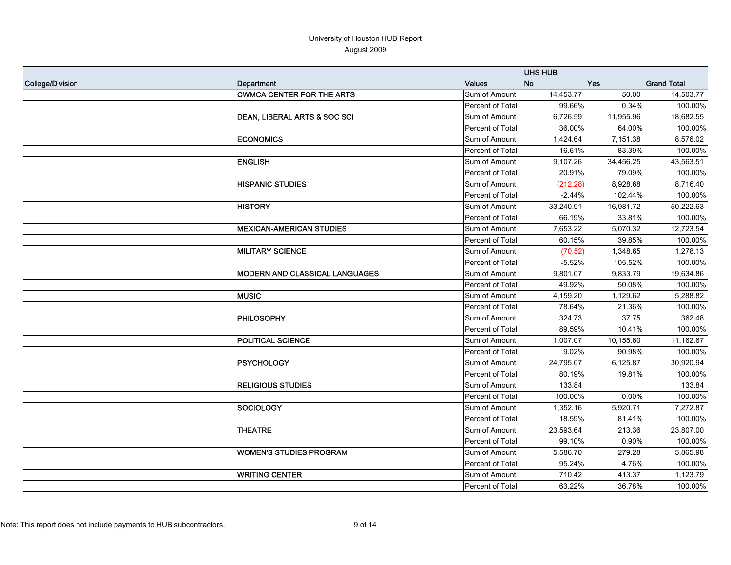University of Houston HUB Report
August 2009

| College/Division | Department | Values | UHS HUB No | Yes | Grand Total |
|---|---|---|---|---|---|
| | CWMCA CENTER FOR THE ARTS | Sum of Amount | 14,453.77 | 50.00 | 14,503.77 |
| | | Percent of Total | 99.66% | 0.34% | 100.00% |
| | DEAN, LIBERAL ARTS & SOC SCI | Sum of Amount | 6,726.59 | 11,955.96 | 18,682.55 |
| | | Percent of Total | 36.00% | 64.00% | 100.00% |
| | ECONOMICS | Sum of Amount | 1,424.64 | 7,151.38 | 8,576.02 |
| | | Percent of Total | 16.61% | 83.39% | 100.00% |
| | ENGLISH | Sum of Amount | 9,107.26 | 34,456.25 | 43,563.51 |
| | | Percent of Total | 20.91% | 79.09% | 100.00% |
| | HISPANIC STUDIES | Sum of Amount | (212.28) | 8,928.68 | 8,716.40 |
| | | Percent of Total | -2.44% | 102.44% | 100.00% |
| | HISTORY | Sum of Amount | 33,240.91 | 16,981.72 | 50,222.63 |
| | | Percent of Total | 66.19% | 33.81% | 100.00% |
| | MEXICAN-AMERICAN STUDIES | Sum of Amount | 7,653.22 | 5,070.32 | 12,723.54 |
| | | Percent of Total | 60.15% | 39.85% | 100.00% |
| | MILITARY SCIENCE | Sum of Amount | (70.52) | 1,348.65 | 1,278.13 |
| | | Percent of Total | -5.52% | 105.52% | 100.00% |
| | MODERN AND CLASSICAL LANGUAGES | Sum of Amount | 9,801.07 | 9,833.79 | 19,634.86 |
| | | Percent of Total | 49.92% | 50.08% | 100.00% |
| | MUSIC | Sum of Amount | 4,159.20 | 1,129.62 | 5,288.82 |
| | | Percent of Total | 78.64% | 21.36% | 100.00% |
| | PHILOSOPHY | Sum of Amount | 324.73 | 37.75 | 362.48 |
| | | Percent of Total | 89.59% | 10.41% | 100.00% |
| | POLITICAL SCIENCE | Sum of Amount | 1,007.07 | 10,155.60 | 11,162.67 |
| | | Percent of Total | 9.02% | 90.98% | 100.00% |
| | PSYCHOLOGY | Sum of Amount | 24,795.07 | 6,125.87 | 30,920.94 |
| | | Percent of Total | 80.19% | 19.81% | 100.00% |
| | RELIGIOUS STUDIES | Sum of Amount | 133.84 | | 133.84 |
| | | Percent of Total | 100.00% | 0.00% | 100.00% |
| | SOCIOLOGY | Sum of Amount | 1,352.16 | 5,920.71 | 7,272.87 |
| | | Percent of Total | 18.59% | 81.41% | 100.00% |
| | THEATRE | Sum of Amount | 23,593.64 | 213.36 | 23,807.00 |
| | | Percent of Total | 99.10% | 0.90% | 100.00% |
| | WOMEN'S STUDIES PROGRAM | Sum of Amount | 5,586.70 | 279.28 | 5,865.98 |
| | | Percent of Total | 95.24% | 4.76% | 100.00% |
| | WRITING CENTER | Sum of Amount | 710.42 | 413.37 | 1,123.79 |
| | | Percent of Total | 63.22% | 36.78% | 100.00% |

Note: This report does not include payments to HUB subcontractors.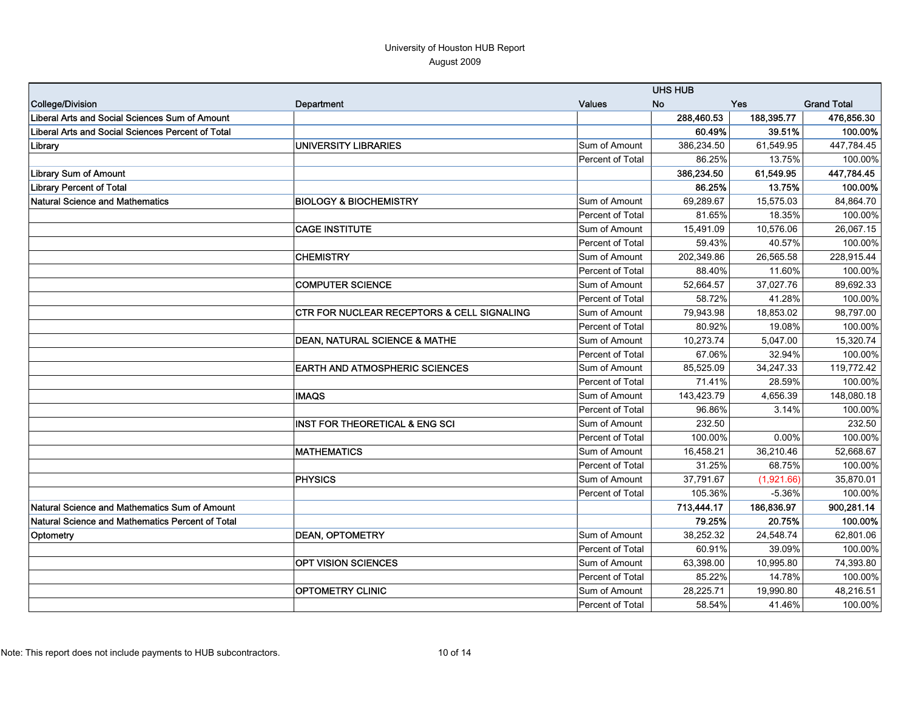University of Houston HUB Report
August 2009

| College/Division | Department | Values | UHS HUB No | Yes | Grand Total |
|---|---|---|---|---|---|
| Liberal Arts and Social Sciences Sum of Amount | | | **288,460.53** | **188,395.77** | **476,856.30** |
| Liberal Arts and Social Sciences Percent of Total | | | **60.49%** | **39.51%** | **100.00%** |
| Library | UNIVERSITY LIBRARIES | Sum of Amount | 386,234.50 | 61,549.95 | 447,784.45 |
| | | Percent of Total | 86.25% | 13.75% | 100.00% |
| Library Sum of Amount | | | **386,234.50** | **61,549.95** | **447,784.45** |
| Library Percent of Total | | | **86.25%** | **13.75%** | **100.00%** |
| Natural Science and Mathematics | BIOLOGY & BIOCHEMISTRY | Sum of Amount | 69,289.67 | 15,575.03 | 84,864.70 |
| | | Percent of Total | 81.65% | 18.35% | 100.00% |
| | CAGE INSTITUTE | Sum of Amount | 15,491.09 | 10,576.06 | 26,067.15 |
| | | Percent of Total | 59.43% | 40.57% | 100.00% |
| | CHEMISTRY | Sum of Amount | 202,349.86 | 26,565.58 | 228,915.44 |
| | | Percent of Total | 88.40% | 11.60% | 100.00% |
| | COMPUTER SCIENCE | Sum of Amount | 52,664.57 | 37,027.76 | 89,692.33 |
| | | Percent of Total | 58.72% | 41.28% | 100.00% |
| | CTR FOR NUCLEAR RECEPTORS & CELL SIGNALING | Sum of Amount | 79,943.98 | 18,853.02 | 98,797.00 |
| | | Percent of Total | 80.92% | 19.08% | 100.00% |
| | DEAN, NATURAL SCIENCE & MATHE | Sum of Amount | 10,273.74 | 5,047.00 | 15,320.74 |
| | | Percent of Total | 67.06% | 32.94% | 100.00% |
| | EARTH AND ATMOSPHERIC SCIENCES | Sum of Amount | 85,525.09 | 34,247.33 | 119,772.42 |
| | | Percent of Total | 71.41% | 28.59% | 100.00% |
| | IMAQS | Sum of Amount | 143,423.79 | 4,656.39 | 148,080.18 |
| | | Percent of Total | 96.86% | 3.14% | 100.00% |
| | INST FOR THEORETICAL & ENG SCI | Sum of Amount | 232.50 | | 232.50 |
| | | Percent of Total | 100.00% | 0.00% | 100.00% |
| | MATHEMATICS | Sum of Amount | 16,458.21 | 36,210.46 | 52,668.67 |
| | | Percent of Total | 31.25% | 68.75% | 100.00% |
| | PHYSICS | Sum of Amount | 37,791.67 | (1,921.66) | 35,870.01 |
| | | Percent of Total | 105.36% | -5.36% | 100.00% |
| Natural Science and Mathematics Sum of Amount | | | **713,444.17** | **186,836.97** | **900,281.14** |
| Natural Science and Mathematics Percent of Total | | | **79.25%** | **20.75%** | **100.00%** |
| Optometry | DEAN, OPTOMETRY | Sum of Amount | 38,252.32 | 24,548.74 | 62,801.06 |
| | | Percent of Total | 60.91% | 39.09% | 100.00% |
| | OPT VISION SCIENCES | Sum of Amount | 63,398.00 | 10,995.80 | 74,393.80 |
| | | Percent of Total | 85.22% | 14.78% | 100.00% |
| | OPTOMETRY CLINIC | Sum of Amount | 28,225.71 | 19,990.80 | 48,216.51 |
| | | Percent of Total | 58.54% | 41.46% | 100.00% |

Note: This report does not include payments to HUB subcontractors.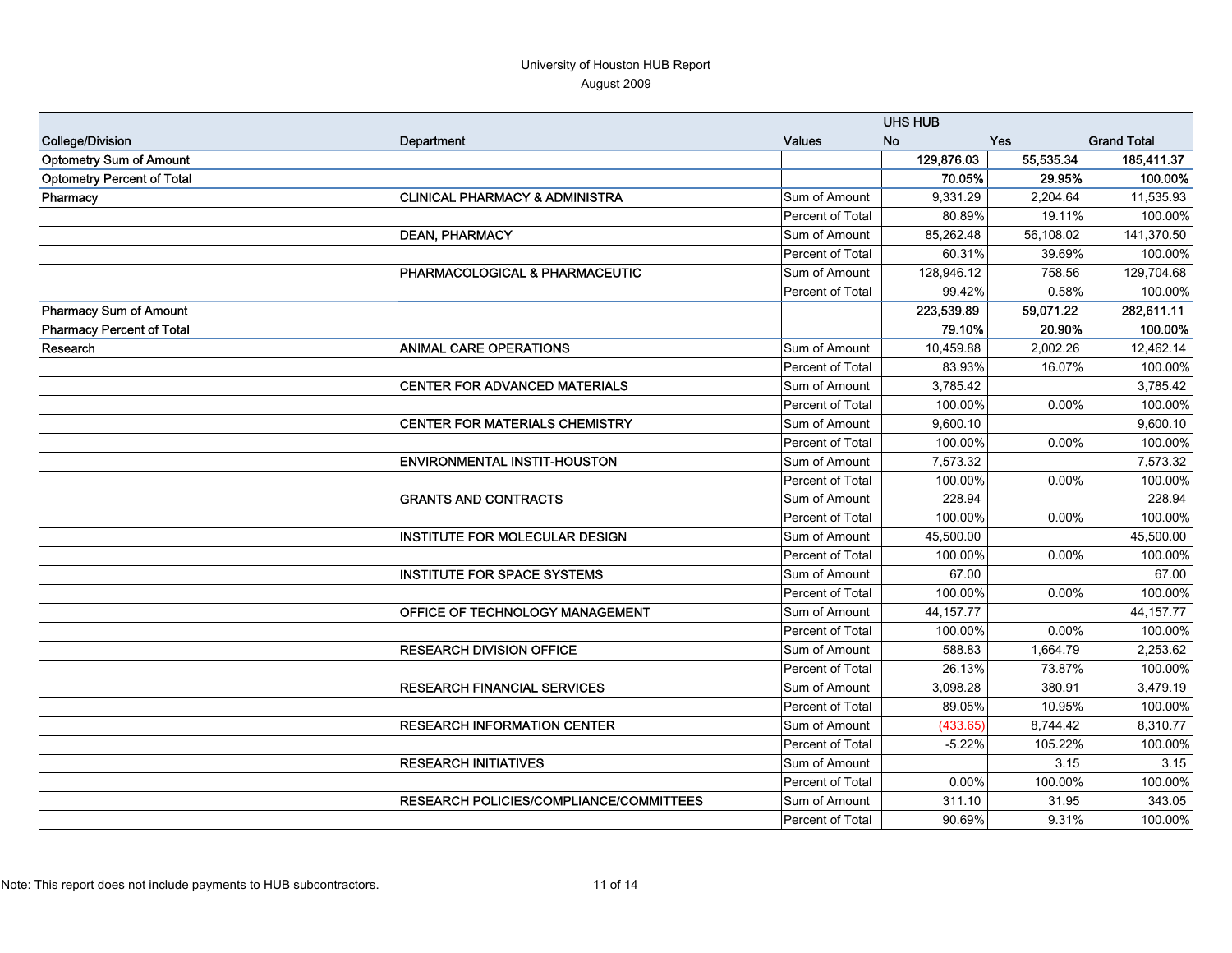University of Houston HUB Report
August 2009

| | | | UHS HUB | | |
|---|---|---|---|---|---|
| College/Division | Department | Values | No | Yes | Grand Total |
| **Optometry Sum of Amount** | | | **129,876.03** | **55,535.34** | **185,411.37** |
| **Optometry Percent of Total** | | | **70.05%** | **29.95%** | **100.00%** |
| Pharmacy | CLINICAL PHARMACY & ADMINISTRA | Sum of Amount | 9,331.29 | 2,204.64 | 11,535.93 |
| | | Percent of Total | 80.89% | 19.11% | 100.00% |
| | DEAN, PHARMACY | Sum of Amount | 85,262.48 | 56,108.02 | 141,370.50 |
| | | Percent of Total | 60.31% | 39.69% | 100.00% |
| | PHARMACOLOGICAL & PHARMACEUTIC | Sum of Amount | 128,946.12 | 758.56 | 129,704.68 |
| | | Percent of Total | 99.42% | 0.58% | 100.00% |
| **Pharmacy Sum of Amount** | | | **223,539.89** | **59,071.22** | **282,611.11** |
| **Pharmacy Percent of Total** | | | **79.10%** | **20.90%** | **100.00%** |
| Research | ANIMAL CARE OPERATIONS | Sum of Amount | 10,459.88 | 2,002.26 | 12,462.14 |
| | | Percent of Total | 83.93% | 16.07% | 100.00% |
| | CENTER FOR ADVANCED MATERIALS | Sum of Amount | 3,785.42 | | 3,785.42 |
| | | Percent of Total | 100.00% | 0.00% | 100.00% |
| | CENTER FOR MATERIALS CHEMISTRY | Sum of Amount | 9,600.10 | | 9,600.10 |
| | | Percent of Total | 100.00% | 0.00% | 100.00% |
| | ENVIRONMENTAL INSTIT-HOUSTON | Sum of Amount | 7,573.32 | | 7,573.32 |
| | | Percent of Total | 100.00% | 0.00% | 100.00% |
| | GRANTS AND CONTRACTS | Sum of Amount | 228.94 | | 228.94 |
| | | Percent of Total | 100.00% | 0.00% | 100.00% |
| | INSTITUTE FOR MOLECULAR DESIGN | Sum of Amount | 45,500.00 | | 45,500.00 |
| | | Percent of Total | 100.00% | 0.00% | 100.00% |
| | INSTITUTE FOR SPACE SYSTEMS | Sum of Amount | 67.00 | | 67.00 |
| | | Percent of Total | 100.00% | 0.00% | 100.00% |
| | OFFICE OF TECHNOLOGY MANAGEMENT | Sum of Amount | 44,157.77 | | 44,157.77 |
| | | Percent of Total | 100.00% | 0.00% | 100.00% |
| | RESEARCH DIVISION OFFICE | Sum of Amount | 588.83 | 1,664.79 | 2,253.62 |
| | | Percent of Total | 26.13% | 73.87% | 100.00% |
| | RESEARCH FINANCIAL SERVICES | Sum of Amount | 3,098.28 | 380.91 | 3,479.19 |
| | | Percent of Total | 89.05% | 10.95% | 100.00% |
| | RESEARCH INFORMATION CENTER | Sum of Amount | (433.65) | 8,744.42 | 8,310.77 |
| | | Percent of Total | -5.22% | 105.22% | 100.00% |
| | RESEARCH INITIATIVES | Sum of Amount | | 3.15 | 3.15 |
| | | Percent of Total | 0.00% | 100.00% | 100.00% |
| | RESEARCH POLICIES/COMPLIANCE/COMMITTEES | Sum of Amount | 311.10 | 31.95 | 343.05 |
| | | Percent of Total | 90.69% | 9.31% | 100.00% |

Note: This report does not include payments to HUB subcontractors.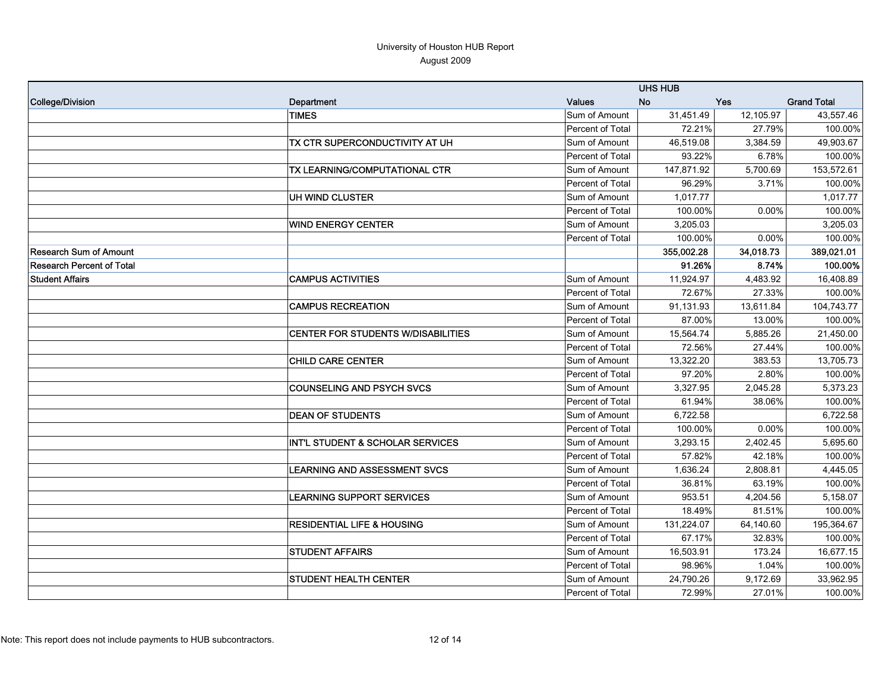# University of Houston HUB Report

August 2009

| College/Division | Department | Values | UHS HUB No | Yes | Grand Total |
|---|---|---|---|---|---|
| | TIMES | Sum of Amount | 31,451.49 | 12,105.97 | 43,557.46 |
| | | Percent of Total | 72.21% | 27.79% | 100.00% |
| | TX CTR SUPERCONDUCTIVITY AT UH | Sum of Amount | 46,519.08 | 3,384.59 | 49,903.67 |
| | | Percent of Total | 93.22% | 6.78% | 100.00% |
| | TX LEARNING/COMPUTATIONAL CTR | Sum of Amount | 147,871.92 | 5,700.69 | 153,572.61 |
| | | Percent of Total | 96.29% | 3.71% | 100.00% |
| | UH WIND CLUSTER | Sum of Amount | 1,017.77 | | 1,017.77 |
| | | Percent of Total | 100.00% | 0.00% | 100.00% |
| | WIND ENERGY CENTER | Sum of Amount | 3,205.03 | | 3,205.03 |
| | | Percent of Total | 100.00% | 0.00% | 100.00% |
| **Research Sum of Amount** | | | **355,002.28** | **34,018.73** | **389,021.01** |
| **Research Percent of Total** | | | **91.26%** | **8.74%** | **100.00%** |
| Student Affairs | CAMPUS ACTIVITIES | Sum of Amount | 11,924.97 | 4,483.92 | 16,408.89 |
| | | Percent of Total | 72.67% | 27.33% | 100.00% |
| | CAMPUS RECREATION | Sum of Amount | 91,131.93 | 13,611.84 | 104,743.77 |
| | | Percent of Total | 87.00% | 13.00% | 100.00% |
| | CENTER FOR STUDENTS W/DISABILITIES | Sum of Amount | 15,564.74 | 5,885.26 | 21,450.00 |
| | | Percent of Total | 72.56% | 27.44% | 100.00% |
| | CHILD CARE CENTER | Sum of Amount | 13,322.20 | 383.53 | 13,705.73 |
| | | Percent of Total | 97.20% | 2.80% | 100.00% |
| | COUNSELING AND PSYCH SVCS | Sum of Amount | 3,327.95 | 2,045.28 | 5,373.23 |
| | | Percent of Total | 61.94% | 38.06% | 100.00% |
| | DEAN OF STUDENTS | Sum of Amount | 6,722.58 | | 6,722.58 |
| | | Percent of Total | 100.00% | 0.00% | 100.00% |
| | INT'L STUDENT & SCHOLAR SERVICES | Sum of Amount | 3,293.15 | 2,402.45 | 5,695.60 |
| | | Percent of Total | 57.82% | 42.18% | 100.00% |
| | LEARNING AND ASSESSMENT SVCS | Sum of Amount | 1,636.24 | 2,808.81 | 4,445.05 |
| | | Percent of Total | 36.81% | 63.19% | 100.00% |
| | LEARNING SUPPORT SERVICES | Sum of Amount | 953.51 | 4,204.56 | 5,158.07 |
| | | Percent of Total | 18.49% | 81.51% | 100.00% |
| | RESIDENTIAL LIFE & HOUSING | Sum of Amount | 131,224.07 | 64,140.60 | 195,364.67 |
| | | Percent of Total | 67.17% | 32.83% | 100.00% |
| | STUDENT AFFAIRS | Sum of Amount | 16,503.91 | 173.24 | 16,677.15 |
| | | Percent of Total | 98.96% | 1.04% | 100.00% |
| | STUDENT HEALTH CENTER | Sum of Amount | 24,790.26 | 9,172.69 | 33,962.95 |
| | | Percent of Total | 72.99% | 27.01% | 100.00% |

Note: This report does not include payments to HUB subcontractors.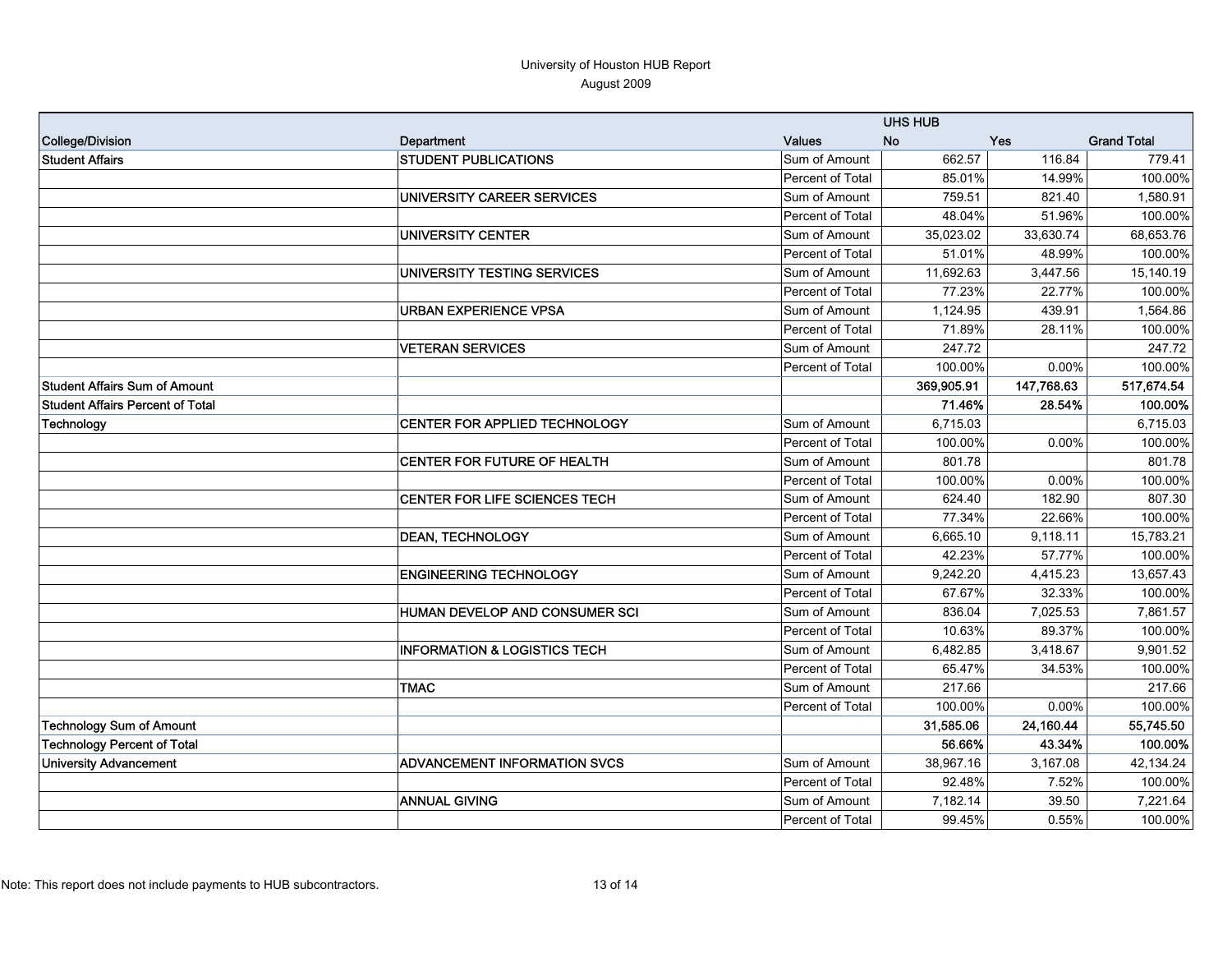University of Houston HUB Report
August 2009

| | | | UHS HUB | | |
|---|---|---|---|---|---|
| College/Division | Department | Values | No | Yes | Grand Total |
| Student Affairs | STUDENT PUBLICATIONS | Sum of Amount | 662.57 | 116.84 | 779.41 |
| | | Percent of Total | 85.01% | 14.99% | 100.00% |
| | UNIVERSITY CAREER SERVICES | Sum of Amount | 759.51 | 821.40 | 1,580.91 |
| | | Percent of Total | 48.04% | 51.96% | 100.00% |
| | UNIVERSITY CENTER | Sum of Amount | 35,023.02 | 33,630.74 | 68,653.76 |
| | | Percent of Total | 51.01% | 48.99% | 100.00% |
| | UNIVERSITY TESTING SERVICES | Sum of Amount | 11,692.63 | 3,447.56 | 15,140.19 |
| | | Percent of Total | 77.23% | 22.77% | 100.00% |
| | URBAN EXPERIENCE VPSA | Sum of Amount | 1,124.95 | 439.91 | 1,564.86 |
| | | Percent of Total | 71.89% | 28.11% | 100.00% |
| | VETERAN SERVICES | Sum of Amount | 247.72 | | 247.72 |
| | | Percent of Total | 100.00% | 0.00% | 100.00% |
| Student Affairs Sum of Amount | | | **369,905.91** | **147,768.63** | **517,674.54** |
| Student Affairs Percent of Total | | | **71.46%** | **28.54%** | **100.00%** |
| Technology | CENTER FOR APPLIED TECHNOLOGY | Sum of Amount | 6,715.03 | | 6,715.03 |
| | | Percent of Total | 100.00% | 0.00% | 100.00% |
| | CENTER FOR FUTURE OF HEALTH | Sum of Amount | 801.78 | | 801.78 |
| | | Percent of Total | 100.00% | 0.00% | 100.00% |
| | CENTER FOR LIFE SCIENCES TECH | Sum of Amount | 624.40 | 182.90 | 807.30 |
| | | Percent of Total | 77.34% | 22.66% | 100.00% |
| | DEAN, TECHNOLOGY | Sum of Amount | 6,665.10 | 9,118.11 | 15,783.21 |
| | | Percent of Total | 42.23% | 57.77% | 100.00% |
| | ENGINEERING TECHNOLOGY | Sum of Amount | 9,242.20 | 4,415.23 | 13,657.43 |
| | | Percent of Total | 67.67% | 32.33% | 100.00% |
| | HUMAN DEVELOP AND CONSUMER SCI | Sum of Amount | 836.04 | 7,025.53 | 7,861.57 |
| | | Percent of Total | 10.63% | 89.37% | 100.00% |
| | INFORMATION & LOGISTICS TECH | Sum of Amount | 6,482.85 | 3,418.67 | 9,901.52 |
| | | Percent of Total | 65.47% | 34.53% | 100.00% |
| | TMAC | Sum of Amount | 217.66 | | 217.66 |
| | | Percent of Total | 100.00% | 0.00% | 100.00% |
| Technology Sum of Amount | | | **31,585.06** | **24,160.44** | **55,745.50** |
| Technology Percent of Total | | | **56.66%** | **43.34%** | **100.00%** |
| University Advancement | ADVANCEMENT INFORMATION SVCS | Sum of Amount | 38,967.16 | 3,167.08 | 42,134.24 |
| | | Percent of Total | 92.48% | 7.52% | 100.00% |
| | ANNUAL GIVING | Sum of Amount | 7,182.14 | 39.50 | 7,221.64 |
| | | Percent of Total | 99.45% | 0.55% | 100.00% |

Note: This report does not include payments to HUB subcontractors.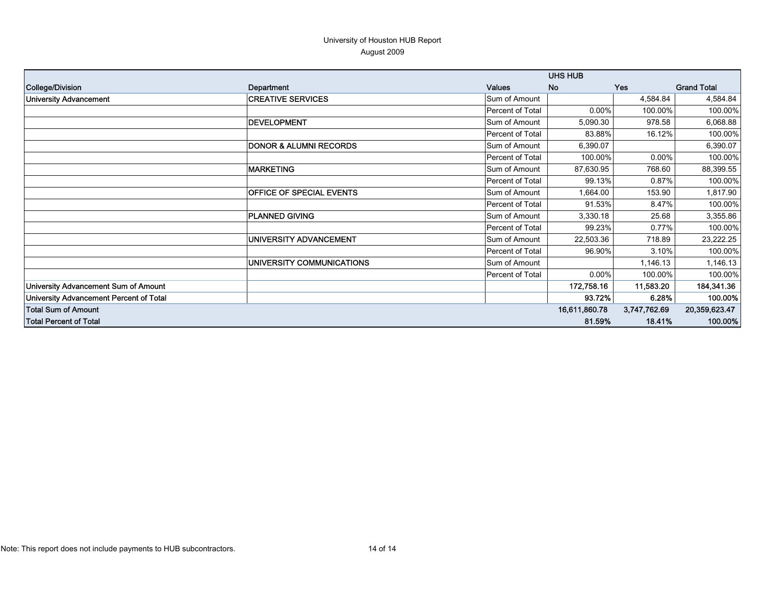University of Houston HUB Report
August 2009

| | | | UHS HUB | | |
|---|---|---|---|---|---|
| College/Division | Department | Values | No | Yes | Grand Total |
| University Advancement | CREATIVE SERVICES | Sum of Amount | | 4,584.84 | 4,584.84 |
| | | Percent of Total | 0.00% | 100.00% | 100.00% |
| | DEVELOPMENT | Sum of Amount | 5,090.30 | 978.58 | 6,068.88 |
| | | Percent of Total | 83.88% | 16.12% | 100.00% |
| | DONOR & ALUMNI RECORDS | Sum of Amount | 6,390.07 | | 6,390.07 |
| | | Percent of Total | 100.00% | 0.00% | 100.00% |
| | MARKETING | Sum of Amount | 87,630.95 | 768.60 | 88,399.55 |
| | | Percent of Total | 99.13% | 0.87% | 100.00% |
| | OFFICE OF SPECIAL EVENTS | Sum of Amount | 1,664.00 | 153.90 | 1,817.90 |
| | | Percent of Total | 91.53% | 8.47% | 100.00% |
| | PLANNED GIVING | Sum of Amount | 3,330.18 | 25.68 | 3,355.86 |
| | | Percent of Total | 99.23% | 0.77% | 100.00% |
| | UNIVERSITY ADVANCEMENT | Sum of Amount | 22,503.36 | 718.89 | 23,222.25 |
| | | Percent of Total | 96.90% | 3.10% | 100.00% |
| | UNIVERSITY COMMUNICATIONS | Sum of Amount | | 1,146.13 | 1,146.13 |
| | | Percent of Total | 0.00% | 100.00% | 100.00% |
| **University Advancement Sum of Amount** | | | **172,758.16** | **11,583.20** | **184,341.36** |
| **University Advancement Percent of Total** | | | **93.72%** | **6.28%** | **100.00%** |
| **Total Sum of Amount** | | | **16,611,860.78** | **3,747,762.69** | **20,359,623.47** |
| **Total Percent of Total** | | | **81.59%** | **18.41%** | **100.00%** |

Note: This report does not include payments to HUB subcontractors.